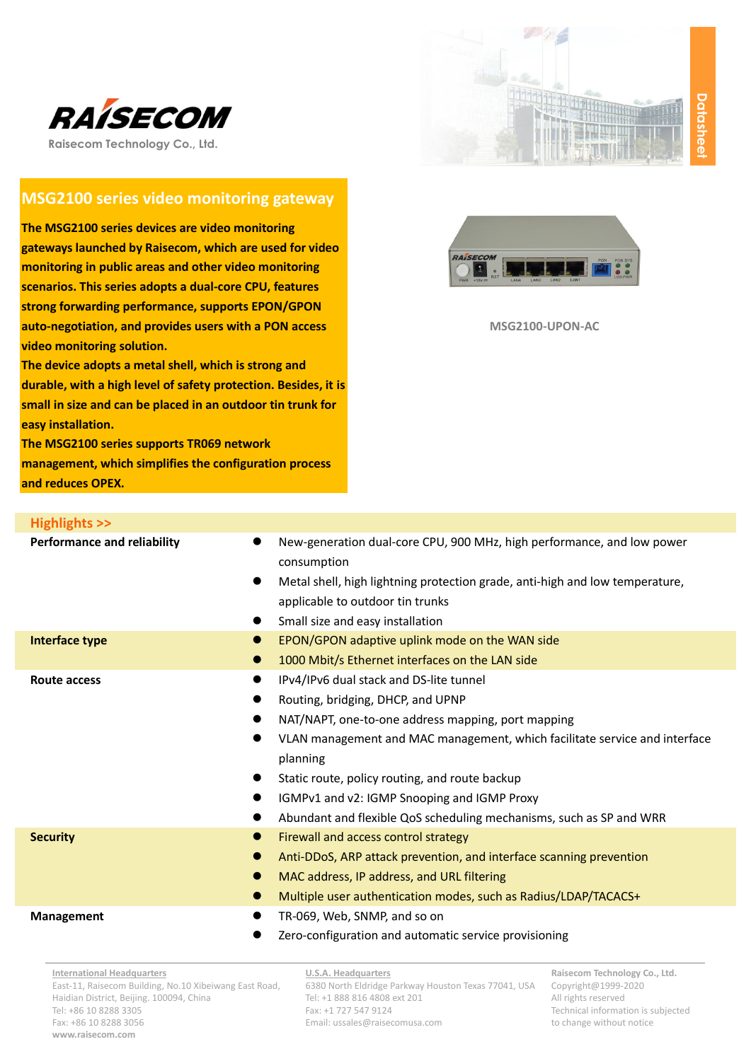RAISECOM

Raisecom Technology Co., Ltd.

Datasheet

# MSG2100 series video monitoring gateway

**The MSG2100 series devices are video monitoring gateways launched by Raisecom, which are used for video monitoring in public areas and other video monitoring scenarios. This series adopts a dual-core CPU, features strong forwarding performance, supports EPON/GPON auto-negotiation, and provides users with a PON access video monitoring solution.**

**The device adopts a metal shell, which is strong and durable, with a high level of safety protection. Besides, it is small in size and can be placed in an outdoor tin trunk for easy installation.**

**The MSG2100 series supports TR069 network management, which simplifies the configuration process and reduces OPEX.**

MSG2100-UPON-AC

## Highlights >>

| | |
|---|---|
| **Performance and reliability** | ● New-generation dual-core CPU, 900 MHz, high performance, and low power consumption<br>● Metal shell, high lightning protection grade, anti-high and low temperature, applicable to outdoor tin trunks<br>● Small size and easy installation |
| **Interface type** | ● EPON/GPON adaptive uplink mode on the WAN side<br>● 1000 Mbit/s Ethernet interfaces on the LAN side |
| **Route access** | ● IPv4/IPv6 dual stack and DS-lite tunnel<br>● Routing, bridging, DHCP, and UPNP<br>● NAT/NAPT, one-to-one address mapping, port mapping<br>● VLAN management and MAC management, which facilitate service and interface planning<br>● Static route, policy routing, and route backup<br>● IGMPv1 and v2: IGMP Snooping and IGMP Proxy<br>● Abundant and flexible QoS scheduling mechanisms, such as SP and WRR |
| **Security** | ● Firewall and access control strategy<br>● Anti-DDoS, ARP attack prevention, and interface scanning prevention<br>● MAC address, IP address, and URL filtering<br>● Multiple user authentication modes, such as Radius/LDAP/TACACS+ |
| **Management** | ● TR-069, Web, SNMP, and so on<br>● Zero-configuration and automatic service provisioning |

International Headquarters
East-11, Raisecom Building, No.10 Xibeiwang East Road, Haidian District, Beijing. 100094, China
Tel: +86 10 8288 3305
Fax: +86 10 8288 3056
www.raisecom.com

U.S.A. Headquarters
6380 North Eldridge Parkway Houston Texas 77041, USA
Tel: +1 888 816 4808 ext 201
Fax: +1 727 547 9124
Email: ussales@raisecomusa.com

Raisecom Technology Co., Ltd.
Copyright@1999-2020
All rights reserved
Technical information is subjected to change without notice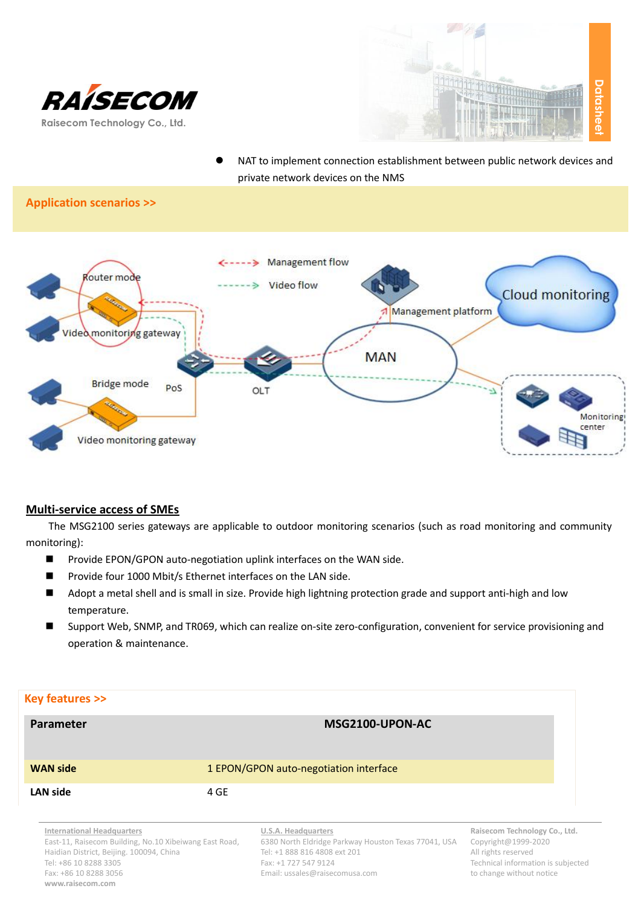- NAT to implement connection establishment between public network devices and private network devices on the NMS

## Application scenarios >>

## Multi-service access of SMEs

The MSG2100 series gateways are applicable to outdoor monitoring scenarios (such as road monitoring and community monitoring):

- Provide EPON/GPON auto-negotiation uplink interfaces on the WAN side.
- Provide four 1000 Mbit/s Ethernet interfaces on the LAN side.
- Adopt a metal shell and is small in size. Provide high lightning protection grade and support anti-high and low temperature.
- Support Web, SNMP, and TR069, which can realize on-site zero-configuration, convenient for service provisioning and operation & maintenance.

## Key features >>

| Parameter | MSG2100-UPON-AC |
|---|---|
| WAN side | 1 EPON/GPON auto-negotiation interface |
| LAN side | 4 GE |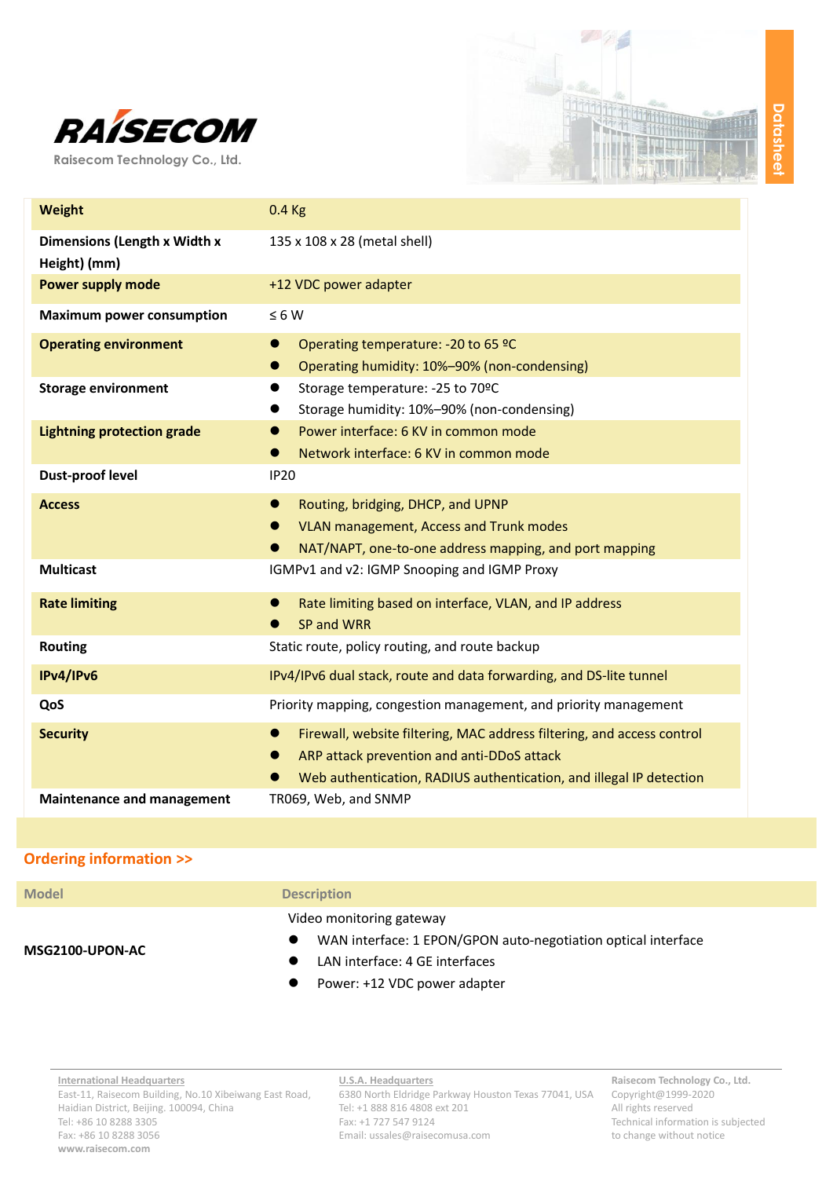| | |
|---|---|
| **Weight** | 0.4 Kg |
| **Dimensions (Length x Width x Height) (mm)** | 135 x 108 x 28 (metal shell) |
| **Power supply mode** | +12 VDC power adapter |
| **Maximum power consumption** | ≤ 6 W |
| **Operating environment** | ● Operating temperature: -20 to 65 ºC<br>● Operating humidity: 10%–90% (non-condensing) |
| **Storage environment** | ● Storage temperature: -25 to 70ºC<br>● Storage humidity: 10%–90% (non-condensing) |
| **Lightning protection grade** | ● Power interface: 6 KV in common mode<br>● Network interface: 6 KV in common mode |
| **Dust-proof level** | IP20 |
| **Access** | ● Routing, bridging, DHCP, and UPNP<br>● VLAN management, Access and Trunk modes<br>● NAT/NAPT, one-to-one address mapping, and port mapping |
| **Multicast** | IGMPv1 and v2: IGMP Snooping and IGMP Proxy |
| **Rate limiting** | ● Rate limiting based on interface, VLAN, and IP address<br>● SP and WRR |
| **Routing** | Static route, policy routing, and route backup |
| **IPv4/IPv6** | IPv4/IPv6 dual stack, route and data forwarding, and DS-lite tunnel |
| **QoS** | Priority mapping, congestion management, and priority management |
| **Security** | ● Firewall, website filtering, MAC address filtering, and access control<br>● ARP attack prevention and anti-DDoS attack<br>● Web authentication, RADIUS authentication, and illegal IP detection |
| **Maintenance and management** | TR069, Web, and SNMP |

## Ordering information >>

| Model | Description |
|---|---|
| **MSG2100-UPON-AC** | Video monitoring gateway<br>● WAN interface: 1 EPON/GPON auto-negotiation optical interface<br>● LAN interface: 4 GE interfaces<br>● Power: +12 VDC power adapter |

International Headquarters
East-11, Raisecom Building, No.10 Xibeiwang East Road, Haidian District, Beijing. 100094, China
Tel: +86 10 8288 3305
Fax: +86 10 8288 3056
www.raisecom.com

U.S.A. Headquarters
6380 North Eldridge Parkway Houston Texas 77041, USA
Tel: +1 888 816 4808 ext 201
Fax: +1 727 547 9124
Email: ussales@raisecomusa.com

Raisecom Technology Co., Ltd.
Copyright@1999-2020
All rights reserved
Technical information is subjected to change without notice